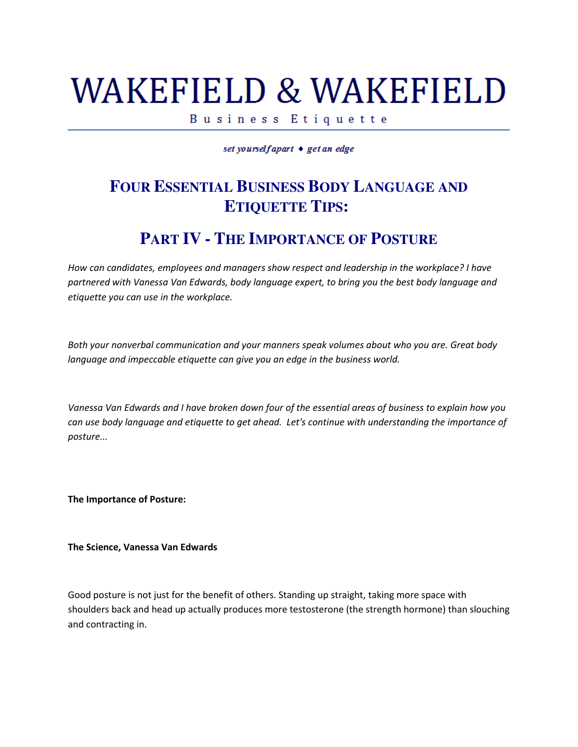# WAKEFIELD & WAKEFIELD

Business Etiquette

*set yourself apart ♦ get an edge*

## FOUR ESSENTIAL BUSINESS BODY LANGUAGE AND ETIQUETTE TIPS:

## PART IV - THE IMPORTANCE OF POSTURE

*How can candidates, employees and managers show respect and leadership in the workplace? I have partnered with Vanessa Van Edwards, body language expert, to bring you the best body language and etiquette you can use in the workplace.*

*Both your nonverbal communication and your manners speak volumes about who you are. Great body language and impeccable etiquette can give you an edge in the business world.*

*Vanessa Van Edwards and I have broken down four of the essential areas of business to explain how you can use body language and etiquette to get ahead. Let's continue with understanding the importance of posture...*

**The Importance of Posture:**

**The Science, Vanessa Van Edwards**

Good posture is not just for the benefit of others. Standing up straight, taking more space with shoulders back and head up actually produces more testosterone (the strength hormone) than slouching and contracting in.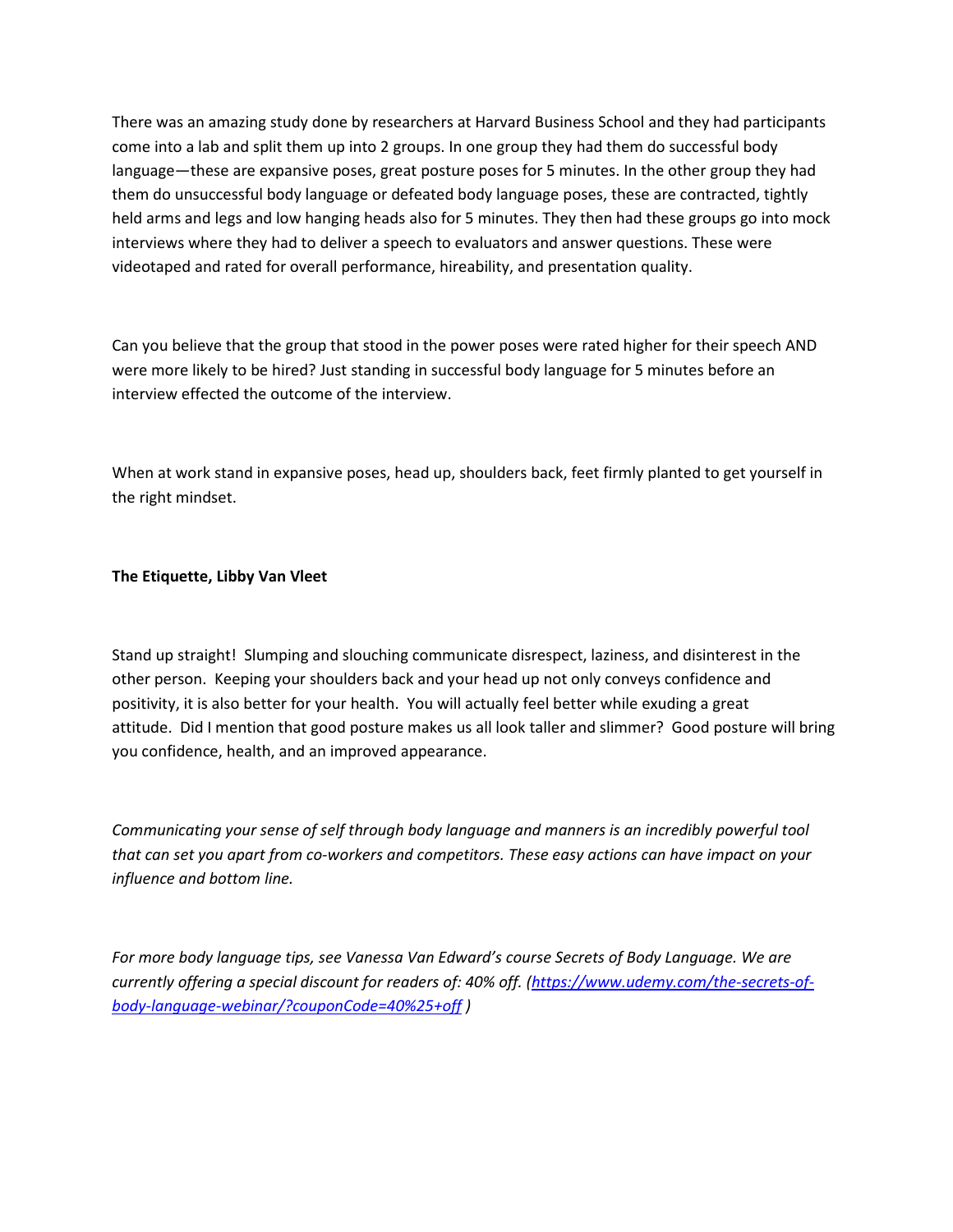There was an amazing study done by researchers at Harvard Business School and they had participants come into a lab and split them up into 2 groups. In one group they had them do successful body language—these are expansive poses, great posture poses for 5 minutes. In the other group they had them do unsuccessful body language or defeated body language poses, these are contracted, tightly held arms and legs and low hanging heads also for 5 minutes. They then had these groups go into mock interviews where they had to deliver a speech to evaluators and answer questions. These were videotaped and rated for overall performance, hireability, and presentation quality.

Can you believe that the group that stood in the power poses were rated higher for their speech AND were more likely to be hired? Just standing in successful body language for 5 minutes before an interview effected the outcome of the interview.

When at work stand in expansive poses, head up, shoulders back, feet firmly planted to get yourself in the right mindset.

**The Etiquette, Libby Van Vleet**

Stand up straight! Slumping and slouching communicate disrespect, laziness, and disinterest in the other person. Keeping your shoulders back and your head up not only conveys confidence and positivity, it is also better for your health. You will actually feel better while exuding a great attitude. Did I mention that good posture makes us all look taller and slimmer? Good posture will bring you confidence, health, and an improved appearance.

*Communicating your sense of self through body language and manners is an incredibly powerful tool that can set you apart from co-workers and competitors. These easy actions can have impact on your influence and bottom line.*

*For more body language tips, see Vanessa Van Edward's course Secrets of Body Language. We are currently offering a special discount for readers of: 40% off. ([https://www.udemy.com/the-secrets-of-body-language-webinar/?couponCode=40%25+off](https://www.udemy.com/the-secrets-of-body-language-webinar/?couponCode=40%25+off) )*